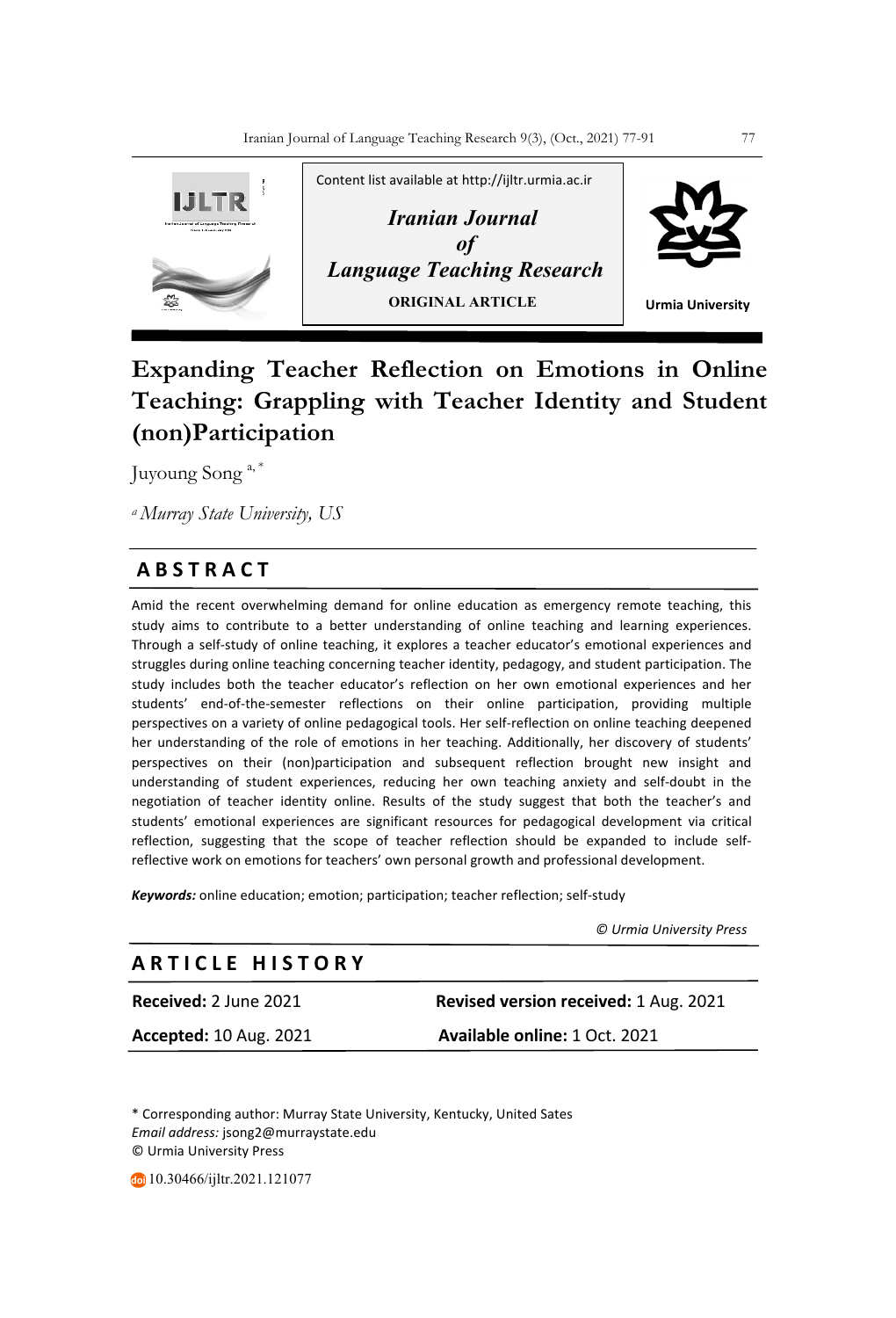Content list available at http://ijltr.urmia.ac.ir

*Iranian Journal of Language Teaching Research*

**ORIGINAL ARTICLE**

Urmia University

# Expanding Teacher Reflection on Emotions in Online Teaching: Grappling with Teacher Identity and Student (non)Participation

Juyoung Song [a, *]

[a] *Murray State University, US*

## ABSTRACT

Amid the recent overwhelming demand for online education as emergency remote teaching, this study aims to contribute to a better understanding of online teaching and learning experiences. Through a self-study of online teaching, it explores a teacher educator's emotional experiences and struggles during online teaching concerning teacher identity, pedagogy, and student participation. The study includes both the teacher educator's reflection on her own emotional experiences and her students' end-of-the-semester reflections on their online participation, providing multiple perspectives on a variety of online pedagogical tools. Her self-reflection on online teaching deepened her understanding of the role of emotions in her teaching. Additionally, her discovery of students' perspectives on their (non)participation and subsequent reflection brought new insight and understanding of student experiences, reducing her own teaching anxiety and self-doubt in the negotiation of teacher identity online. Results of the study suggest that both the teacher's and students' emotional experiences are significant resources for pedagogical development via critical reflection, suggesting that the scope of teacher reflection should be expanded to include self-reflective work on emotions for teachers' own personal growth and professional development.

***Keywords:*** online education; emotion; participation; teacher reflection; self-study

*© Urmia University Press*

## ARTICLE HISTORY

| | |
|---|---|
| **Received:** 2 June 2021 | **Revised version received:** 1 Aug. 2021 |
| **Accepted:** 10 Aug. 2021 | **Available online:** 1 Oct. 2021 |

\* Corresponding author: Murray State University, Kentucky, United Sates
*Email address:* jsong2@murraystate.edu
© Urmia University Press

10.30466/ijltr.2021.121077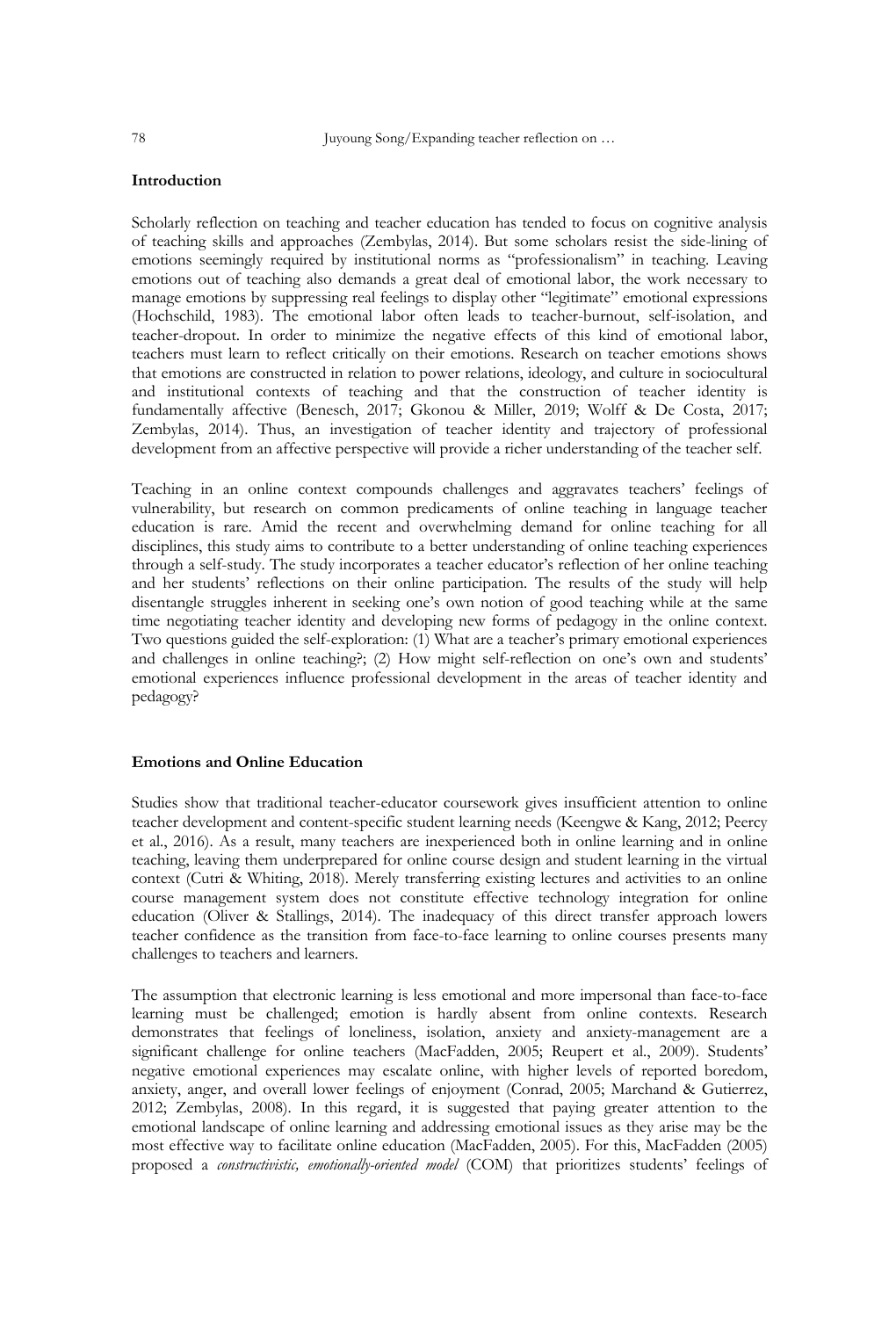## Introduction

Scholarly reflection on teaching and teacher education has tended to focus on cognitive analysis of teaching skills and approaches (Zembylas, 2014). But some scholars resist the side-lining of emotions seemingly required by institutional norms as "professionalism" in teaching. Leaving emotions out of teaching also demands a great deal of emotional labor, the work necessary to manage emotions by suppressing real feelings to display other "legitimate" emotional expressions (Hochschild, 1983). The emotional labor often leads to teacher-burnout, self-isolation, and teacher-dropout. In order to minimize the negative effects of this kind of emotional labor, teachers must learn to reflect critically on their emotions. Research on teacher emotions shows that emotions are constructed in relation to power relations, ideology, and culture in sociocultural and institutional contexts of teaching and that the construction of teacher identity is fundamentally affective (Benesch, 2017; Gkonou & Miller, 2019; Wolff & De Costa, 2017; Zembylas, 2014). Thus, an investigation of teacher identity and trajectory of professional development from an affective perspective will provide a richer understanding of the teacher self.

Teaching in an online context compounds challenges and aggravates teachers' feelings of vulnerability, but research on common predicaments of online teaching in language teacher education is rare. Amid the recent and overwhelming demand for online teaching for all disciplines, this study aims to contribute to a better understanding of online teaching experiences through a self-study. The study incorporates a teacher educator's reflection of her online teaching and her students' reflections on their online participation. The results of the study will help disentangle struggles inherent in seeking one's own notion of good teaching while at the same time negotiating teacher identity and developing new forms of pedagogy in the online context. Two questions guided the self-exploration: (1) What are a teacher's primary emotional experiences and challenges in online teaching?; (2) How might self-reflection on one's own and students' emotional experiences influence professional development in the areas of teacher identity and pedagogy?

## Emotions and Online Education

Studies show that traditional teacher-educator coursework gives insufficient attention to online teacher development and content-specific student learning needs (Keengwe & Kang, 2012; Peercy et al., 2016). As a result, many teachers are inexperienced both in online learning and in online teaching, leaving them underprepared for online course design and student learning in the virtual context (Cutri & Whiting, 2018). Merely transferring existing lectures and activities to an online course management system does not constitute effective technology integration for online education (Oliver & Stallings, 2014). The inadequacy of this direct transfer approach lowers teacher confidence as the transition from face-to-face learning to online courses presents many challenges to teachers and learners.

The assumption that electronic learning is less emotional and more impersonal than face-to-face learning must be challenged; emotion is hardly absent from online contexts. Research demonstrates that feelings of loneliness, isolation, anxiety and anxiety-management are a significant challenge for online teachers (MacFadden, 2005; Reupert et al., 2009). Students' negative emotional experiences may escalate online, with higher levels of reported boredom, anxiety, anger, and overall lower feelings of enjoyment (Conrad, 2005; Marchand & Gutierrez, 2012; Zembylas, 2008). In this regard, it is suggested that paying greater attention to the emotional landscape of online learning and addressing emotional issues as they arise may be the most effective way to facilitate online education (MacFadden, 2005). For this, MacFadden (2005) proposed a *constructivistic, emotionally-oriented model* (COM) that prioritizes students' feelings of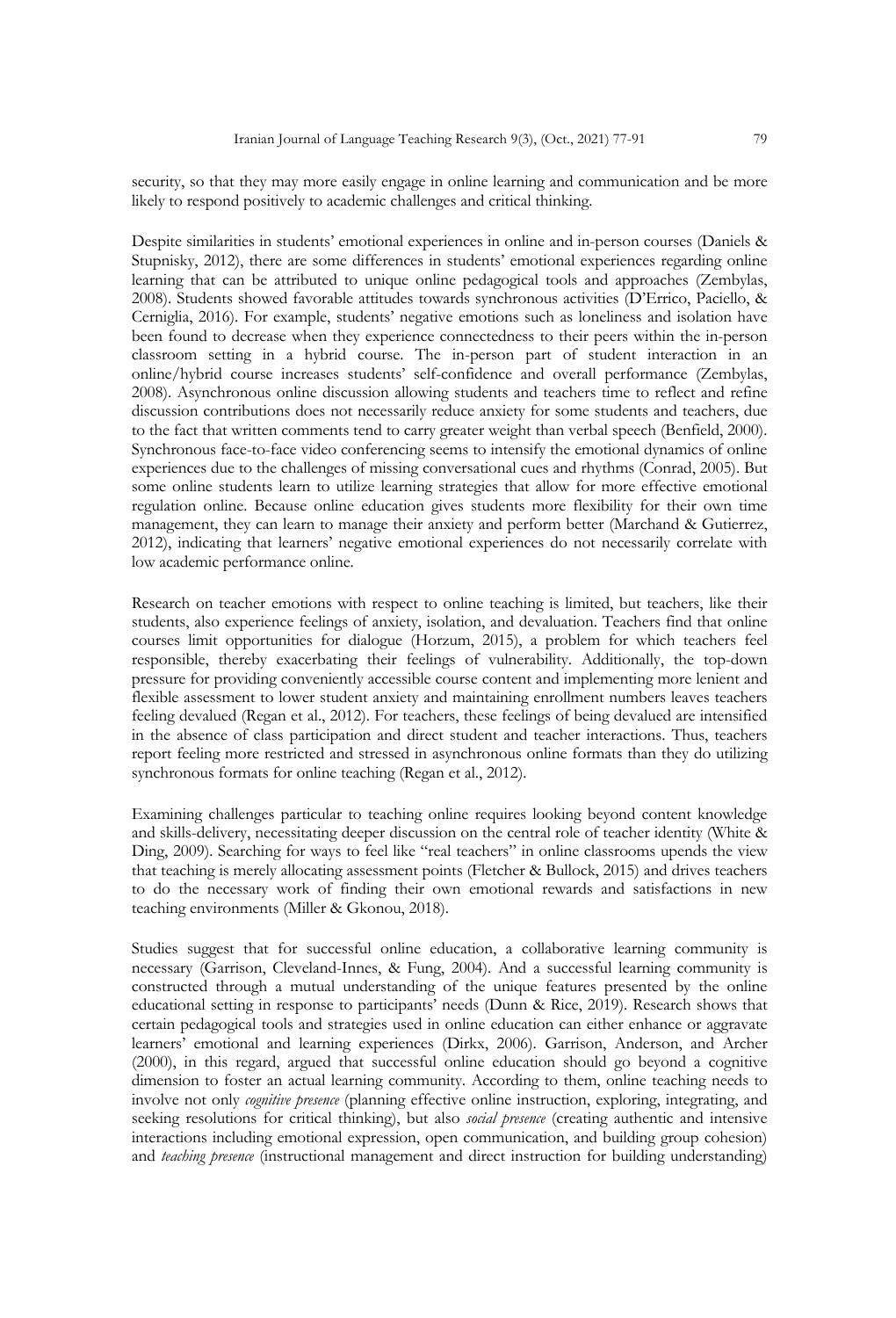security, so that they may more easily engage in online learning and communication and be more likely to respond positively to academic challenges and critical thinking.

Despite similarities in students' emotional experiences in online and in-person courses (Daniels & Stupnisky, 2012), there are some differences in students' emotional experiences regarding online learning that can be attributed to unique online pedagogical tools and approaches (Zembylas, 2008). Students showed favorable attitudes towards synchronous activities (D'Errico, Paciello, & Cerniglia, 2016). For example, students' negative emotions such as loneliness and isolation have been found to decrease when they experience connectedness to their peers within the in-person classroom setting in a hybrid course. The in-person part of student interaction in an online/hybrid course increases students' self-confidence and overall performance (Zembylas, 2008). Asynchronous online discussion allowing students and teachers time to reflect and refine discussion contributions does not necessarily reduce anxiety for some students and teachers, due to the fact that written comments tend to carry greater weight than verbal speech (Benfield, 2000). Synchronous face-to-face video conferencing seems to intensify the emotional dynamics of online experiences due to the challenges of missing conversational cues and rhythms (Conrad, 2005). But some online students learn to utilize learning strategies that allow for more effective emotional regulation online. Because online education gives students more flexibility for their own time management, they can learn to manage their anxiety and perform better (Marchand & Gutierrez, 2012), indicating that learners' negative emotional experiences do not necessarily correlate with low academic performance online.

Research on teacher emotions with respect to online teaching is limited, but teachers, like their students, also experience feelings of anxiety, isolation, and devaluation. Teachers find that online courses limit opportunities for dialogue (Horzum, 2015), a problem for which teachers feel responsible, thereby exacerbating their feelings of vulnerability. Additionally, the top-down pressure for providing conveniently accessible course content and implementing more lenient and flexible assessment to lower student anxiety and maintaining enrollment numbers leaves teachers feeling devalued (Regan et al., 2012). For teachers, these feelings of being devalued are intensified in the absence of class participation and direct student and teacher interactions. Thus, teachers report feeling more restricted and stressed in asynchronous online formats than they do utilizing synchronous formats for online teaching (Regan et al., 2012).

Examining challenges particular to teaching online requires looking beyond content knowledge and skills-delivery, necessitating deeper discussion on the central role of teacher identity (White & Ding, 2009). Searching for ways to feel like "real teachers" in online classrooms upends the view that teaching is merely allocating assessment points (Fletcher & Bullock, 2015) and drives teachers to do the necessary work of finding their own emotional rewards and satisfactions in new teaching environments (Miller & Gkonou, 2018).

Studies suggest that for successful online education, a collaborative learning community is necessary (Garrison, Cleveland-Innes, & Fung, 2004). And a successful learning community is constructed through a mutual understanding of the unique features presented by the online educational setting in response to participants' needs (Dunn & Rice, 2019). Research shows that certain pedagogical tools and strategies used in online education can either enhance or aggravate learners' emotional and learning experiences (Dirkx, 2006). Garrison, Anderson, and Archer (2000), in this regard, argued that successful online education should go beyond a cognitive dimension to foster an actual learning community. According to them, online teaching needs to involve not only *cognitive presence* (planning effective online instruction, exploring, integrating, and seeking resolutions for critical thinking), but also *social presence* (creating authentic and intensive interactions including emotional expression, open communication, and building group cohesion) and *teaching presence* (instructional management and direct instruction for building understanding)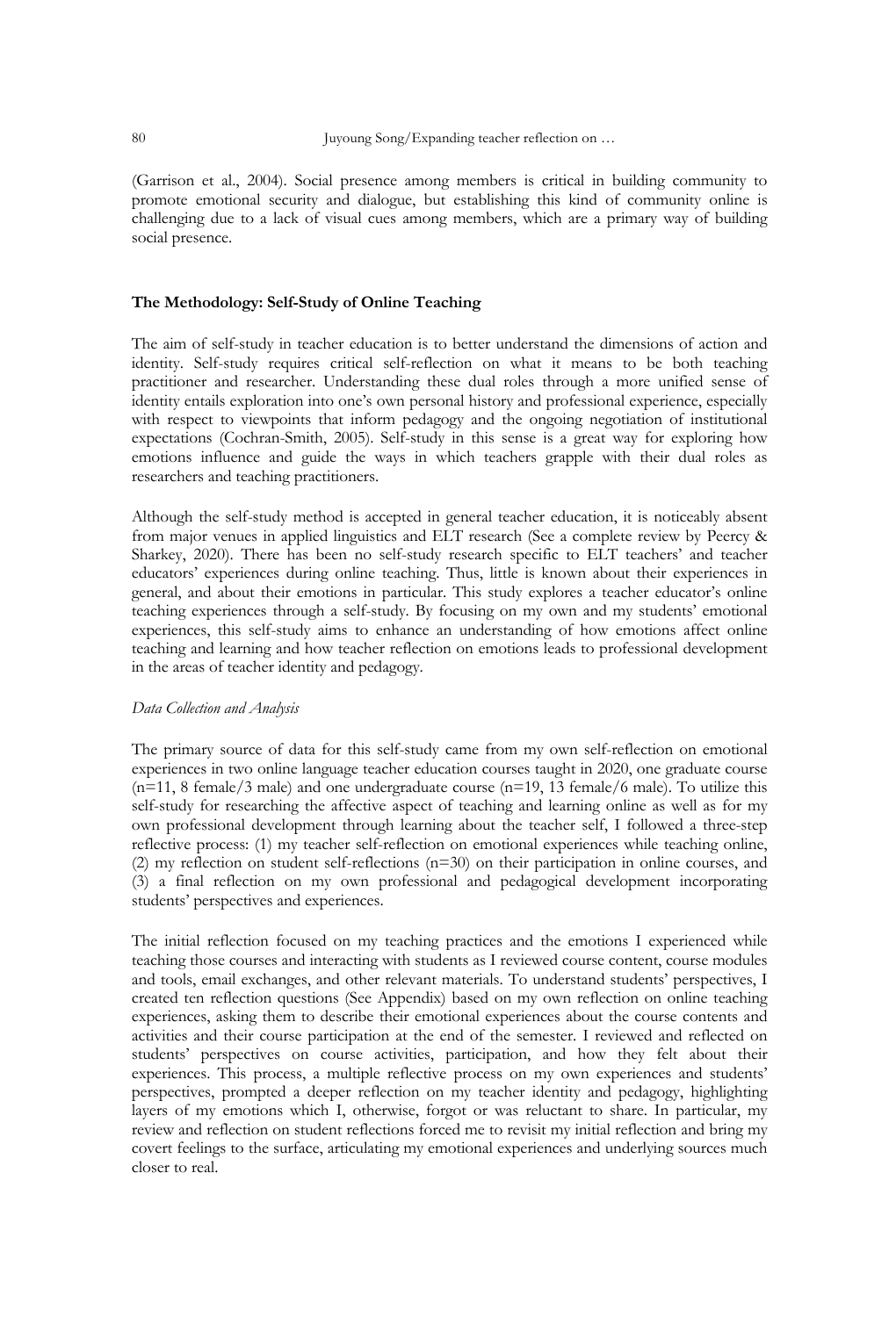(Garrison et al., 2004). Social presence among members is critical in building community to promote emotional security and dialogue, but establishing this kind of community online is challenging due to a lack of visual cues among members, which are a primary way of building social presence.

### The Methodology: Self-Study of Online Teaching

The aim of self-study in teacher education is to better understand the dimensions of action and identity. Self-study requires critical self-reflection on what it means to be both teaching practitioner and researcher. Understanding these dual roles through a more unified sense of identity entails exploration into one's own personal history and professional experience, especially with respect to viewpoints that inform pedagogy and the ongoing negotiation of institutional expectations (Cochran-Smith, 2005). Self-study in this sense is a great way for exploring how emotions influence and guide the ways in which teachers grapple with their dual roles as researchers and teaching practitioners.

Although the self-study method is accepted in general teacher education, it is noticeably absent from major venues in applied linguistics and ELT research (See a complete review by Peercy & Sharkey, 2020). There has been no self-study research specific to ELT teachers' and teacher educators' experiences during online teaching. Thus, little is known about their experiences in general, and about their emotions in particular. This study explores a teacher educator's online teaching experiences through a self-study. By focusing on my own and my students' emotional experiences, this self-study aims to enhance an understanding of how emotions affect online teaching and learning and how teacher reflection on emotions leads to professional development in the areas of teacher identity and pedagogy.

#### *Data Collection and Analysis*

The primary source of data for this self-study came from my own self-reflection on emotional experiences in two online language teacher education courses taught in 2020, one graduate course (n=11, 8 female/3 male) and one undergraduate course (n=19, 13 female/6 male). To utilize this self-study for researching the affective aspect of teaching and learning online as well as for my own professional development through learning about the teacher self, I followed a three-step reflective process: (1) my teacher self-reflection on emotional experiences while teaching online, (2) my reflection on student self-reflections (n=30) on their participation in online courses, and (3) a final reflection on my own professional and pedagogical development incorporating students' perspectives and experiences.

The initial reflection focused on my teaching practices and the emotions I experienced while teaching those courses and interacting with students as I reviewed course content, course modules and tools, email exchanges, and other relevant materials. To understand students' perspectives, I created ten reflection questions (See Appendix) based on my own reflection on online teaching experiences, asking them to describe their emotional experiences about the course contents and activities and their course participation at the end of the semester. I reviewed and reflected on students' perspectives on course activities, participation, and how they felt about their experiences. This process, a multiple reflective process on my own experiences and students' perspectives, prompted a deeper reflection on my teacher identity and pedagogy, highlighting layers of my emotions which I, otherwise, forgot or was reluctant to share. In particular, my review and reflection on student reflections forced me to revisit my initial reflection and bring my covert feelings to the surface, articulating my emotional experiences and underlying sources much closer to real.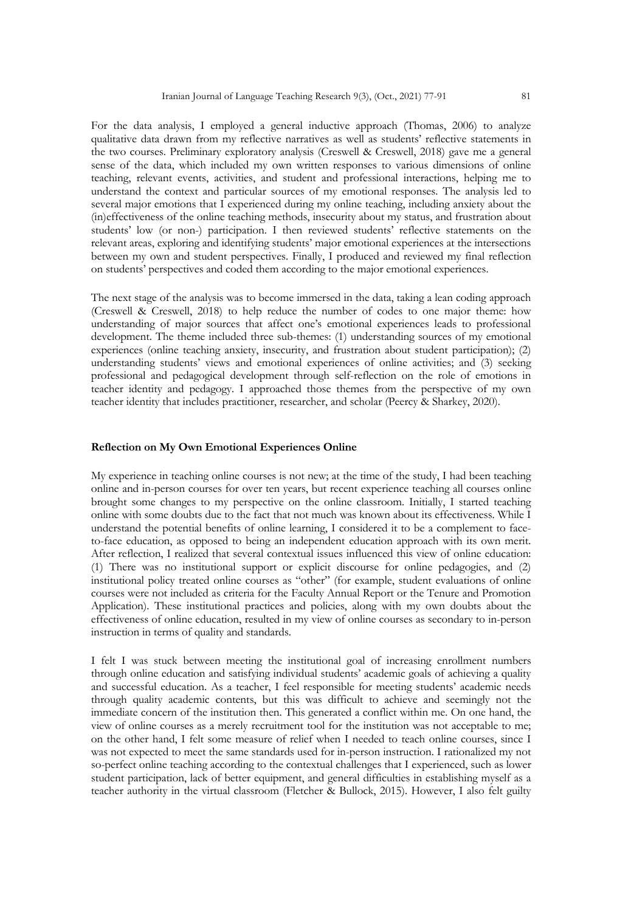For the data analysis, I employed a general inductive approach (Thomas, 2006) to analyze qualitative data drawn from my reflective narratives as well as students' reflective statements in the two courses. Preliminary exploratory analysis (Creswell & Creswell, 2018) gave me a general sense of the data, which included my own written responses to various dimensions of online teaching, relevant events, activities, and student and professional interactions, helping me to understand the context and particular sources of my emotional responses. The analysis led to several major emotions that I experienced during my online teaching, including anxiety about the (in)effectiveness of the online teaching methods, insecurity about my status, and frustration about students' low (or non-) participation. I then reviewed students' reflective statements on the relevant areas, exploring and identifying students' major emotional experiences at the intersections between my own and student perspectives. Finally, I produced and reviewed my final reflection on students' perspectives and coded them according to the major emotional experiences.

The next stage of the analysis was to become immersed in the data, taking a lean coding approach (Creswell & Creswell, 2018) to help reduce the number of codes to one major theme: how understanding of major sources that affect one's emotional experiences leads to professional development. The theme included three sub-themes: (1) understanding sources of my emotional experiences (online teaching anxiety, insecurity, and frustration about student participation); (2) understanding students' views and emotional experiences of online activities; and (3) seeking professional and pedagogical development through self-reflection on the role of emotions in teacher identity and pedagogy. I approached those themes from the perspective of my own teacher identity that includes practitioner, researcher, and scholar (Peercy & Sharkey, 2020).

### Reflection on My Own Emotional Experiences Online

My experience in teaching online courses is not new; at the time of the study, I had been teaching online and in-person courses for over ten years, but recent experience teaching all courses online brought some changes to my perspective on the online classroom. Initially, I started teaching online with some doubts due to the fact that not much was known about its effectiveness. While I understand the potential benefits of online learning, I considered it to be a complement to face-to-face education, as opposed to being an independent education approach with its own merit. After reflection, I realized that several contextual issues influenced this view of online education: (1) There was no institutional support or explicit discourse for online pedagogies, and (2) institutional policy treated online courses as "other" (for example, student evaluations of online courses were not included as criteria for the Faculty Annual Report or the Tenure and Promotion Application). These institutional practices and policies, along with my own doubts about the effectiveness of online education, resulted in my view of online courses as secondary to in-person instruction in terms of quality and standards.

I felt I was stuck between meeting the institutional goal of increasing enrollment numbers through online education and satisfying individual students' academic goals of achieving a quality and successful education. As a teacher, I feel responsible for meeting students' academic needs through quality academic contents, but this was difficult to achieve and seemingly not the immediate concern of the institution then. This generated a conflict within me. On one hand, the view of online courses as a merely recruitment tool for the institution was not acceptable to me; on the other hand, I felt some measure of relief when I needed to teach online courses, since I was not expected to meet the same standards used for in-person instruction. I rationalized my not so-perfect online teaching according to the contextual challenges that I experienced, such as lower student participation, lack of better equipment, and general difficulties in establishing myself as a teacher authority in the virtual classroom (Fletcher & Bullock, 2015). However, I also felt guilty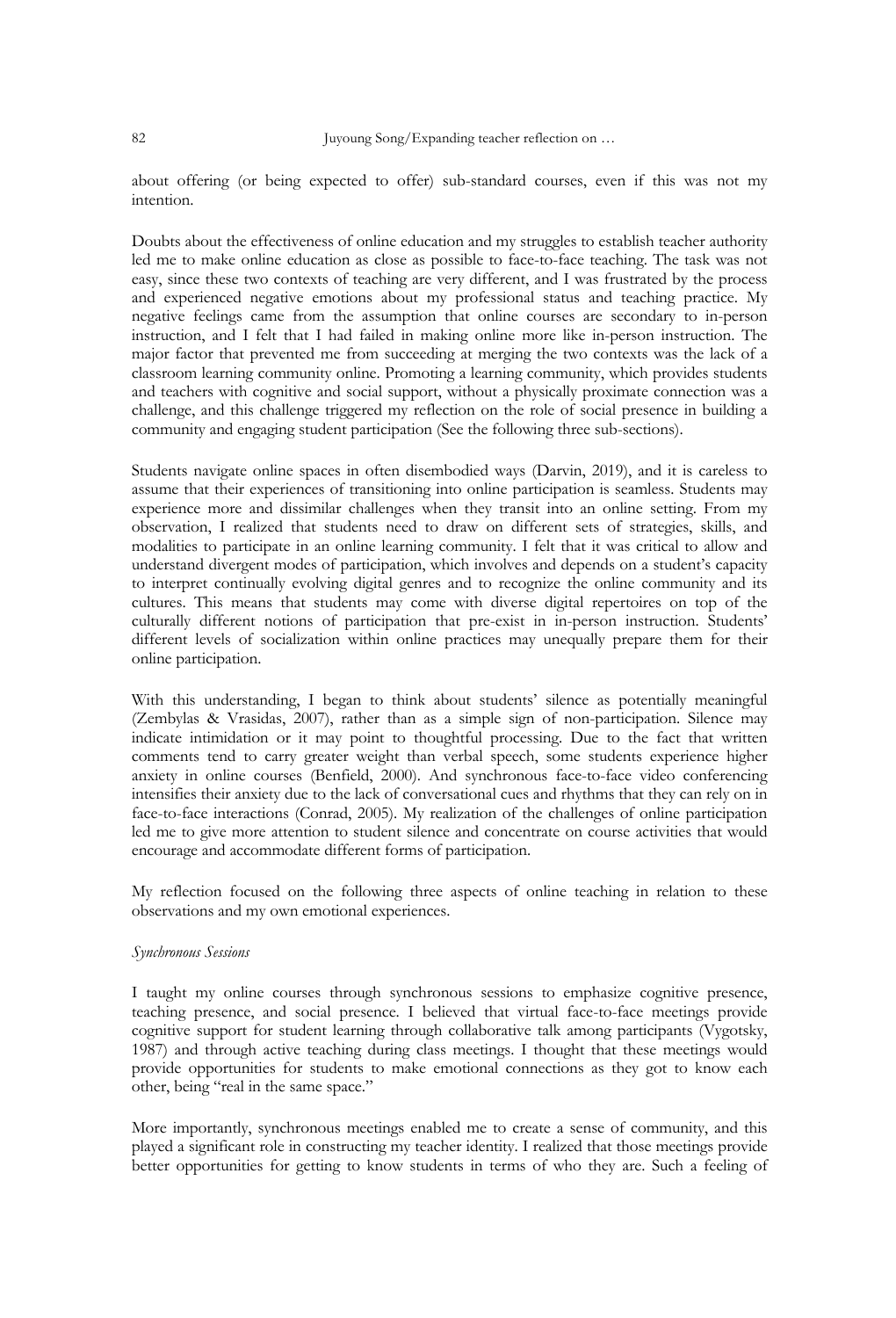about offering (or being expected to offer) sub-standard courses, even if this was not my intention.

Doubts about the effectiveness of online education and my struggles to establish teacher authority led me to make online education as close as possible to face-to-face teaching. The task was not easy, since these two contexts of teaching are very different, and I was frustrated by the process and experienced negative emotions about my professional status and teaching practice. My negative feelings came from the assumption that online courses are secondary to in-person instruction, and I felt that I had failed in making online more like in-person instruction. The major factor that prevented me from succeeding at merging the two contexts was the lack of a classroom learning community online. Promoting a learning community, which provides students and teachers with cognitive and social support, without a physically proximate connection was a challenge, and this challenge triggered my reflection on the role of social presence in building a community and engaging student participation (See the following three sub-sections).

Students navigate online spaces in often disembodied ways (Darvin, 2019), and it is careless to assume that their experiences of transitioning into online participation is seamless. Students may experience more and dissimilar challenges when they transit into an online setting. From my observation, I realized that students need to draw on different sets of strategies, skills, and modalities to participate in an online learning community. I felt that it was critical to allow and understand divergent modes of participation, which involves and depends on a student's capacity to interpret continually evolving digital genres and to recognize the online community and its cultures. This means that students may come with diverse digital repertoires on top of the culturally different notions of participation that pre-exist in in-person instruction. Students' different levels of socialization within online practices may unequally prepare them for their online participation.

With this understanding, I began to think about students' silence as potentially meaningful (Zembylas & Vrasidas, 2007), rather than as a simple sign of non-participation. Silence may indicate intimidation or it may point to thoughtful processing. Due to the fact that written comments tend to carry greater weight than verbal speech, some students experience higher anxiety in online courses (Benfield, 2000). And synchronous face-to-face video conferencing intensifies their anxiety due to the lack of conversational cues and rhythms that they can rely on in face-to-face interactions (Conrad, 2005). My realization of the challenges of online participation led me to give more attention to student silence and concentrate on course activities that would encourage and accommodate different forms of participation.

My reflection focused on the following three aspects of online teaching in relation to these observations and my own emotional experiences.

*Synchronous Sessions*

I taught my online courses through synchronous sessions to emphasize cognitive presence, teaching presence, and social presence. I believed that virtual face-to-face meetings provide cognitive support for student learning through collaborative talk among participants (Vygotsky, 1987) and through active teaching during class meetings. I thought that these meetings would provide opportunities for students to make emotional connections as they got to know each other, being "real in the same space."

More importantly, synchronous meetings enabled me to create a sense of community, and this played a significant role in constructing my teacher identity. I realized that those meetings provide better opportunities for getting to know students in terms of who they are. Such a feeling of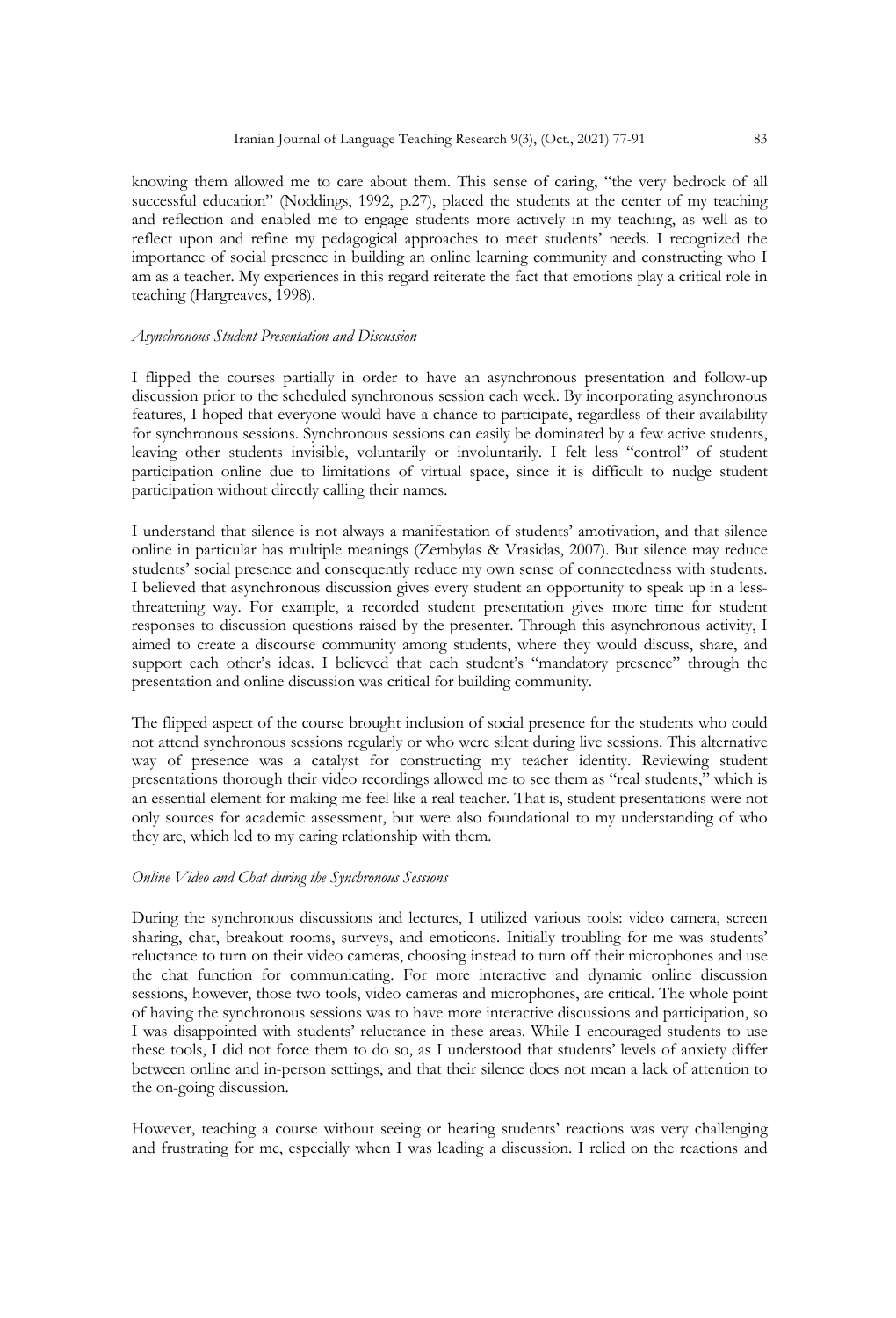knowing them allowed me to care about them. This sense of caring, "the very bedrock of all successful education" (Noddings, 1992, p.27), placed the students at the center of my teaching and reflection and enabled me to engage students more actively in my teaching, as well as to reflect upon and refine my pedagogical approaches to meet students' needs. I recognized the importance of social presence in building an online learning community and constructing who I am as a teacher. My experiences in this regard reiterate the fact that emotions play a critical role in teaching (Hargreaves, 1998).

*Asynchronous Student Presentation and Discussion*

I flipped the courses partially in order to have an asynchronous presentation and follow-up discussion prior to the scheduled synchronous session each week. By incorporating asynchronous features, I hoped that everyone would have a chance to participate, regardless of their availability for synchronous sessions. Synchronous sessions can easily be dominated by a few active students, leaving other students invisible, voluntarily or involuntarily. I felt less "control" of student participation online due to limitations of virtual space, since it is difficult to nudge student participation without directly calling their names.

I understand that silence is not always a manifestation of students' amotivation, and that silence online in particular has multiple meanings (Zembylas & Vrasidas, 2007). But silence may reduce students' social presence and consequently reduce my own sense of connectedness with students. I believed that asynchronous discussion gives every student an opportunity to speak up in a less-threatening way. For example, a recorded student presentation gives more time for student responses to discussion questions raised by the presenter. Through this asynchronous activity, I aimed to create a discourse community among students, where they would discuss, share, and support each other's ideas. I believed that each student's "mandatory presence" through the presentation and online discussion was critical for building community.

The flipped aspect of the course brought inclusion of social presence for the students who could not attend synchronous sessions regularly or who were silent during live sessions. This alternative way of presence was a catalyst for constructing my teacher identity. Reviewing student presentations thorough their video recordings allowed me to see them as "real students," which is an essential element for making me feel like a real teacher. That is, student presentations were not only sources for academic assessment, but were also foundational to my understanding of who they are, which led to my caring relationship with them.

*Online Video and Chat during the Synchronous Sessions*

During the synchronous discussions and lectures, I utilized various tools: video camera, screen sharing, chat, breakout rooms, surveys, and emoticons. Initially troubling for me was students' reluctance to turn on their video cameras, choosing instead to turn off their microphones and use the chat function for communicating. For more interactive and dynamic online discussion sessions, however, those two tools, video cameras and microphones, are critical. The whole point of having the synchronous sessions was to have more interactive discussions and participation, so I was disappointed with students' reluctance in these areas. While I encouraged students to use these tools, I did not force them to do so, as I understood that students' levels of anxiety differ between online and in-person settings, and that their silence does not mean a lack of attention to the on-going discussion.

However, teaching a course without seeing or hearing students' reactions was very challenging and frustrating for me, especially when I was leading a discussion. I relied on the reactions and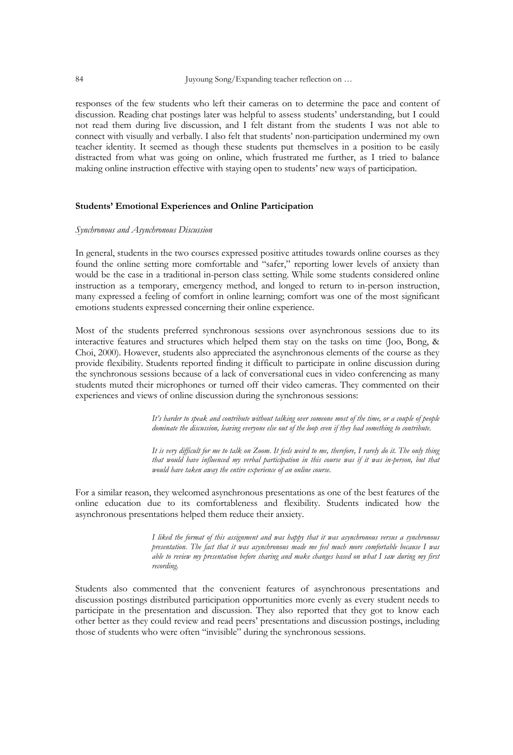responses of the few students who left their cameras on to determine the pace and content of discussion. Reading chat postings later was helpful to assess students' understanding, but I could not read them during live discussion, and I felt distant from the students I was not able to connect with visually and verbally. I also felt that students' non-participation undermined my own teacher identity. It seemed as though these students put themselves in a position to be easily distracted from what was going on online, which frustrated me further, as I tried to balance making online instruction effective with staying open to students' new ways of participation.

## Students' Emotional Experiences and Online Participation

### *Synchronous and Asynchronous Discussion*

In general, students in the two courses expressed positive attitudes towards online courses as they found the online setting more comfortable and "safer," reporting lower levels of anxiety than would be the case in a traditional in-person class setting. While some students considered online instruction as a temporary, emergency method, and longed to return to in-person instruction, many expressed a feeling of comfort in online learning; comfort was one of the most significant emotions students expressed concerning their online experience.

Most of the students preferred synchronous sessions over asynchronous sessions due to its interactive features and structures which helped them stay on the tasks on time (Joo, Bong, & Choi, 2000). However, students also appreciated the asynchronous elements of the course as they provide flexibility. Students reported finding it difficult to participate in online discussion during the synchronous sessions because of a lack of conversational cues in video conferencing as many students muted their microphones or turned off their video cameras. They commented on their experiences and views of online discussion during the synchronous sessions:

> *It's harder to speak and contribute without talking over someone most of the time, or a couple of people dominate the discussion, leaving everyone else out of the loop even if they had something to contribute.*

> *It is very difficult for me to talk on Zoom. It feels weird to me, therefore, I rarely do it. The only thing that would have influenced my verbal participation in this course was if it was in-person, but that would have taken away the entire experience of an online course.*

For a similar reason, they welcomed asynchronous presentations as one of the best features of the online education due to its comfortableness and flexibility. Students indicated how the asynchronous presentations helped them reduce their anxiety.

> *I liked the format of this assignment and was happy that it was asynchronous versus a synchronous presentation. The fact that it was asynchronous made me feel much more comfortable because I was able to review my presentation before sharing and make changes based on what I saw during my first recording.*

Students also commented that the convenient features of asynchronous presentations and discussion postings distributed participation opportunities more evenly as every student needs to participate in the presentation and discussion. They also reported that they got to know each other better as they could review and read peers' presentations and discussion postings, including those of students who were often "invisible" during the synchronous sessions.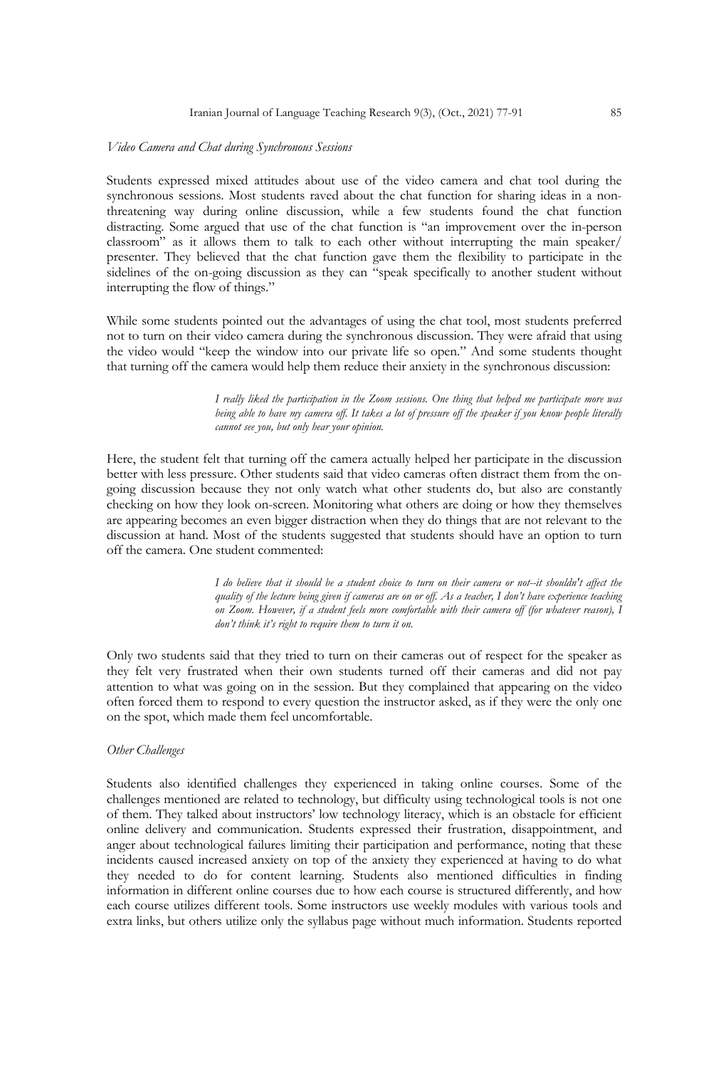*Video Camera and Chat during Synchronous Sessions*

Students expressed mixed attitudes about use of the video camera and chat tool during the synchronous sessions. Most students raved about the chat function for sharing ideas in a non-threatening way during online discussion, while a few students found the chat function distracting. Some argued that use of the chat function is "an improvement over the in-person classroom" as it allows them to talk to each other without interrupting the main speaker/ presenter. They believed that the chat function gave them the flexibility to participate in the sidelines of the on-going discussion as they can "speak specifically to another student without interrupting the flow of things."

While some students pointed out the advantages of using the chat tool, most students preferred not to turn on their video camera during the synchronous discussion. They were afraid that using the video would "keep the window into our private life so open." And some students thought that turning off the camera would help them reduce their anxiety in the synchronous discussion:

> *I really liked the participation in the Zoom sessions. One thing that helped me participate more was being able to have my camera off. It takes a lot of pressure off the speaker if you know people literally cannot see you, but only hear your opinion.*

Here, the student felt that turning off the camera actually helped her participate in the discussion better with less pressure. Other students said that video cameras often distract them from the on-going discussion because they not only watch what other students do, but also are constantly checking on how they look on-screen. Monitoring what others are doing or how they themselves are appearing becomes an even bigger distraction when they do things that are not relevant to the discussion at hand. Most of the students suggested that students should have an option to turn off the camera. One student commented:

> *I do believe that it should be a student choice to turn on their camera or not--it shouldn't affect the quality of the lecture being given if cameras are on or off. As a teacher, I don't have experience teaching on Zoom. However, if a student feels more comfortable with their camera off (for whatever reason), I don't think it's right to require them to turn it on.*

Only two students said that they tried to turn on their cameras out of respect for the speaker as they felt very frustrated when their own students turned off their cameras and did not pay attention to what was going on in the session. But they complained that appearing on the video often forced them to respond to every question the instructor asked, as if they were the only one on the spot, which made them feel uncomfortable.

*Other Challenges*

Students also identified challenges they experienced in taking online courses. Some of the challenges mentioned are related to technology, but difficulty using technological tools is not one of them. They talked about instructors' low technology literacy, which is an obstacle for efficient online delivery and communication. Students expressed their frustration, disappointment, and anger about technological failures limiting their participation and performance, noting that these incidents caused increased anxiety on top of the anxiety they experienced at having to do what they needed to do for content learning. Students also mentioned difficulties in finding information in different online courses due to how each course is structured differently, and how each course utilizes different tools. Some instructors use weekly modules with various tools and extra links, but others utilize only the syllabus page without much information. Students reported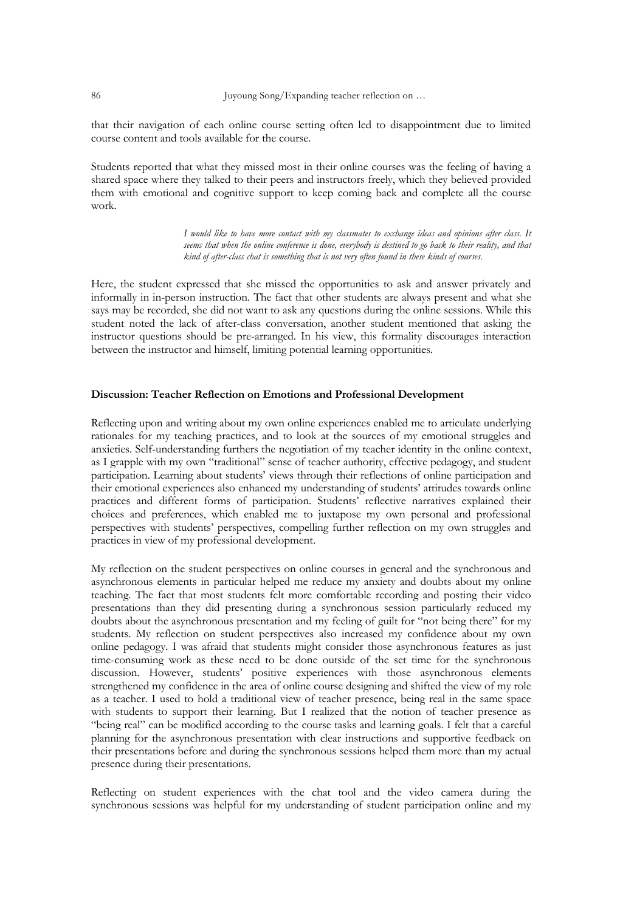that their navigation of each online course setting often led to disappointment due to limited course content and tools available for the course.

Students reported that what they missed most in their online courses was the feeling of having a shared space where they talked to their peers and instructors freely, which they believed provided them with emotional and cognitive support to keep coming back and complete all the course work.

> *I would like to have more contact with my classmates to exchange ideas and opinions after class. It seems that when the online conference is done, everybody is destined to go back to their reality, and that kind of after-class chat is something that is not very often found in these kinds of courses.*

Here, the student expressed that she missed the opportunities to ask and answer privately and informally in in-person instruction. The fact that other students are always present and what she says may be recorded, she did not want to ask any questions during the online sessions. While this student noted the lack of after-class conversation, another student mentioned that asking the instructor questions should be pre-arranged. In his view, this formality discourages interaction between the instructor and himself, limiting potential learning opportunities.

## Discussion: Teacher Reflection on Emotions and Professional Development

Reflecting upon and writing about my own online experiences enabled me to articulate underlying rationales for my teaching practices, and to look at the sources of my emotional struggles and anxieties. Self-understanding furthers the negotiation of my teacher identity in the online context, as I grapple with my own "traditional" sense of teacher authority, effective pedagogy, and student participation. Learning about students' views through their reflections of online participation and their emotional experiences also enhanced my understanding of students' attitudes towards online practices and different forms of participation. Students' reflective narratives explained their choices and preferences, which enabled me to juxtapose my own personal and professional perspectives with students' perspectives, compelling further reflection on my own struggles and practices in view of my professional development.

My reflection on the student perspectives on online courses in general and the synchronous and asynchronous elements in particular helped me reduce my anxiety and doubts about my online teaching. The fact that most students felt more comfortable recording and posting their video presentations than they did presenting during a synchronous session particularly reduced my doubts about the asynchronous presentation and my feeling of guilt for "not being there" for my students. My reflection on student perspectives also increased my confidence about my own online pedagogy. I was afraid that students might consider those asynchronous features as just time-consuming work as these need to be done outside of the set time for the synchronous discussion. However, students' positive experiences with those asynchronous elements strengthened my confidence in the area of online course designing and shifted the view of my role as a teacher. I used to hold a traditional view of teacher presence, being real in the same space with students to support their learning. But I realized that the notion of teacher presence as "being real" can be modified according to the course tasks and learning goals. I felt that a careful planning for the asynchronous presentation with clear instructions and supportive feedback on their presentations before and during the synchronous sessions helped them more than my actual presence during their presentations.

Reflecting on student experiences with the chat tool and the video camera during the synchronous sessions was helpful for my understanding of student participation online and my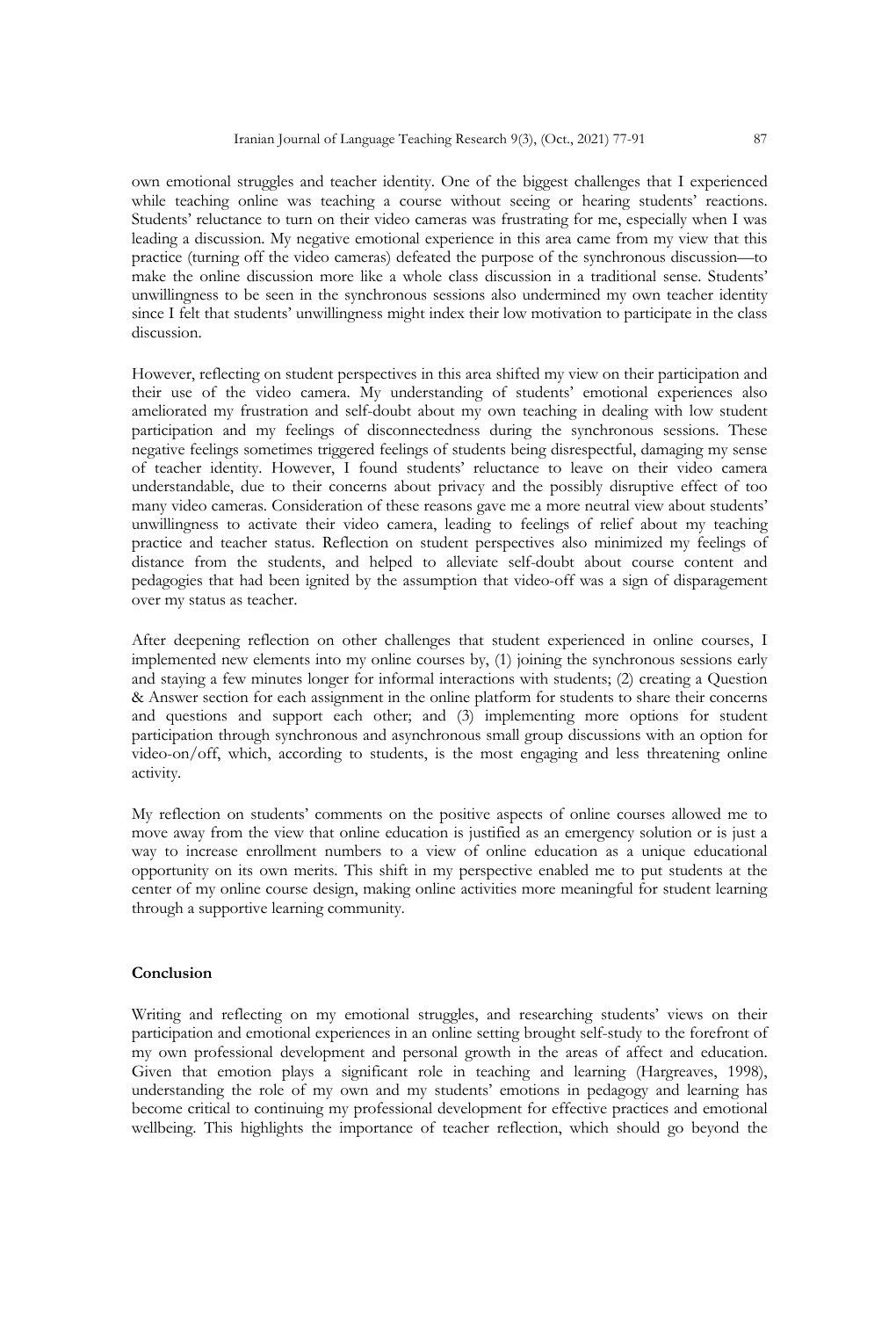own emotional struggles and teacher identity. One of the biggest challenges that I experienced while teaching online was teaching a course without seeing or hearing students' reactions. Students' reluctance to turn on their video cameras was frustrating for me, especially when I was leading a discussion. My negative emotional experience in this area came from my view that this practice (turning off the video cameras) defeated the purpose of the synchronous discussion—to make the online discussion more like a whole class discussion in a traditional sense. Students' unwillingness to be seen in the synchronous sessions also undermined my own teacher identity since I felt that students' unwillingness might index their low motivation to participate in the class discussion.

However, reflecting on student perspectives in this area shifted my view on their participation and their use of the video camera. My understanding of students' emotional experiences also ameliorated my frustration and self-doubt about my own teaching in dealing with low student participation and my feelings of disconnectedness during the synchronous sessions. These negative feelings sometimes triggered feelings of students being disrespectful, damaging my sense of teacher identity. However, I found students' reluctance to leave on their video camera understandable, due to their concerns about privacy and the possibly disruptive effect of too many video cameras. Consideration of these reasons gave me a more neutral view about students' unwillingness to activate their video camera, leading to feelings of relief about my teaching practice and teacher status. Reflection on student perspectives also minimized my feelings of distance from the students, and helped to alleviate self-doubt about course content and pedagogies that had been ignited by the assumption that video-off was a sign of disparagement over my status as teacher.

After deepening reflection on other challenges that student experienced in online courses, I implemented new elements into my online courses by, (1) joining the synchronous sessions early and staying a few minutes longer for informal interactions with students; (2) creating a Question & Answer section for each assignment in the online platform for students to share their concerns and questions and support each other; and (3) implementing more options for student participation through synchronous and asynchronous small group discussions with an option for video-on/off, which, according to students, is the most engaging and less threatening online activity.

My reflection on students' comments on the positive aspects of online courses allowed me to move away from the view that online education is justified as an emergency solution or is just a way to increase enrollment numbers to a view of online education as a unique educational opportunity on its own merits. This shift in my perspective enabled me to put students at the center of my online course design, making online activities more meaningful for student learning through a supportive learning community.

## Conclusion

Writing and reflecting on my emotional struggles, and researching students' views on their participation and emotional experiences in an online setting brought self-study to the forefront of my own professional development and personal growth in the areas of affect and education. Given that emotion plays a significant role in teaching and learning (Hargreaves, 1998), understanding the role of my own and my students' emotions in pedagogy and learning has become critical to continuing my professional development for effective practices and emotional wellbeing. This highlights the importance of teacher reflection, which should go beyond the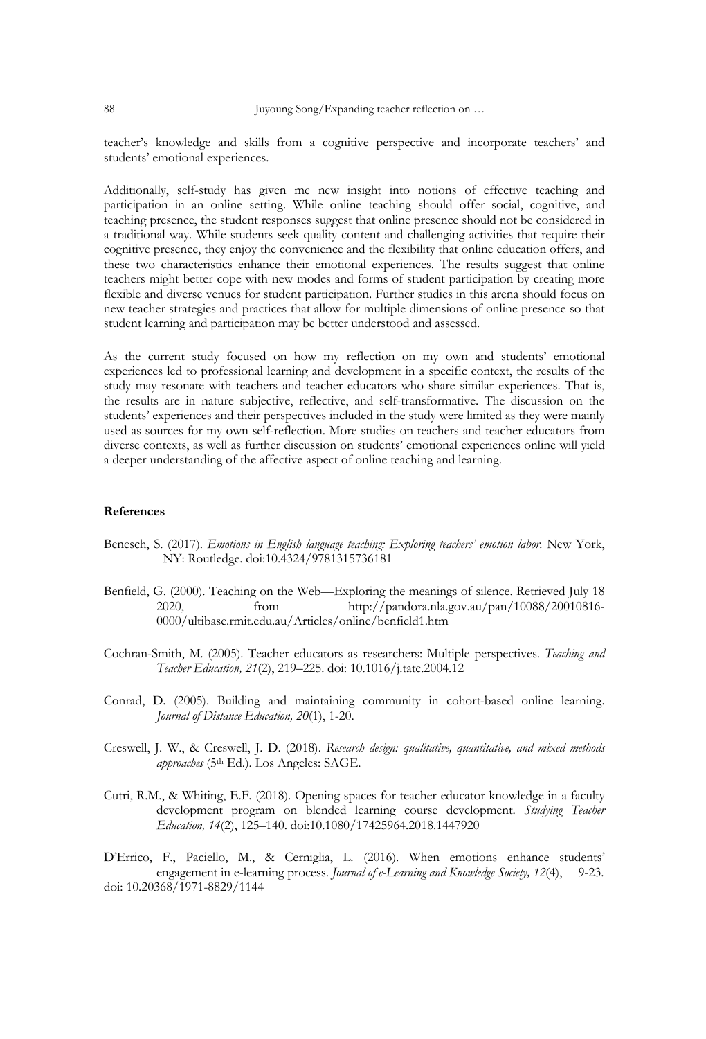teacher's knowledge and skills from a cognitive perspective and incorporate teachers' and students' emotional experiences.

Additionally, self-study has given me new insight into notions of effective teaching and participation in an online setting. While online teaching should offer social, cognitive, and teaching presence, the student responses suggest that online presence should not be considered in a traditional way. While students seek quality content and challenging activities that require their cognitive presence, they enjoy the convenience and the flexibility that online education offers, and these two characteristics enhance their emotional experiences. The results suggest that online teachers might better cope with new modes and forms of student participation by creating more flexible and diverse venues for student participation. Further studies in this arena should focus on new teacher strategies and practices that allow for multiple dimensions of online presence so that student learning and participation may be better understood and assessed.

As the current study focused on how my reflection on my own and students' emotional experiences led to professional learning and development in a specific context, the results of the study may resonate with teachers and teacher educators who share similar experiences. That is, the results are in nature subjective, reflective, and self-transformative. The discussion on the students' experiences and their perspectives included in the study were limited as they were mainly used as sources for my own self-reflection. More studies on teachers and teacher educators from diverse contexts, as well as further discussion on students' emotional experiences online will yield a deeper understanding of the affective aspect of online teaching and learning.

**References**

Benesch, S. (2017). *Emotions in English language teaching: Exploring teachers' emotion labor.* New York, NY: Routledge. doi:10.4324/9781315736181

Benfield, G. (2000). Teaching on the Web—Exploring the meanings of silence. Retrieved July 18 2020, from http://pandora.nla.gov.au/pan/10088/20010816-0000/ultibase.rmit.edu.au/Articles/online/benfield1.htm

Cochran-Smith, M. (2005). Teacher educators as researchers: Multiple perspectives. *Teaching and Teacher Education, 21*(2), 219–225. doi: 10.1016/j.tate.2004.12

Conrad, D. (2005). Building and maintaining community in cohort-based online learning. *Journal of Distance Education, 20*(1), 1-20.

Creswell, J. W., & Creswell, J. D. (2018). *Research design: qualitative, quantitative, and mixed methods approaches* (5th Ed.). Los Angeles: SAGE.

Cutri, R.M., & Whiting, E.F. (2018). Opening spaces for teacher educator knowledge in a faculty development program on blended learning course development. *Studying Teacher Education, 14*(2), 125–140. doi:10.1080/17425964.2018.1447920

D'Errico, F., Paciello, M., & Cerniglia, L. (2016). When emotions enhance students' engagement in e-learning process. *Journal of e-Learning and Knowledge Society, 12*(4), 9-23. doi: 10.20368/1971-8829/1144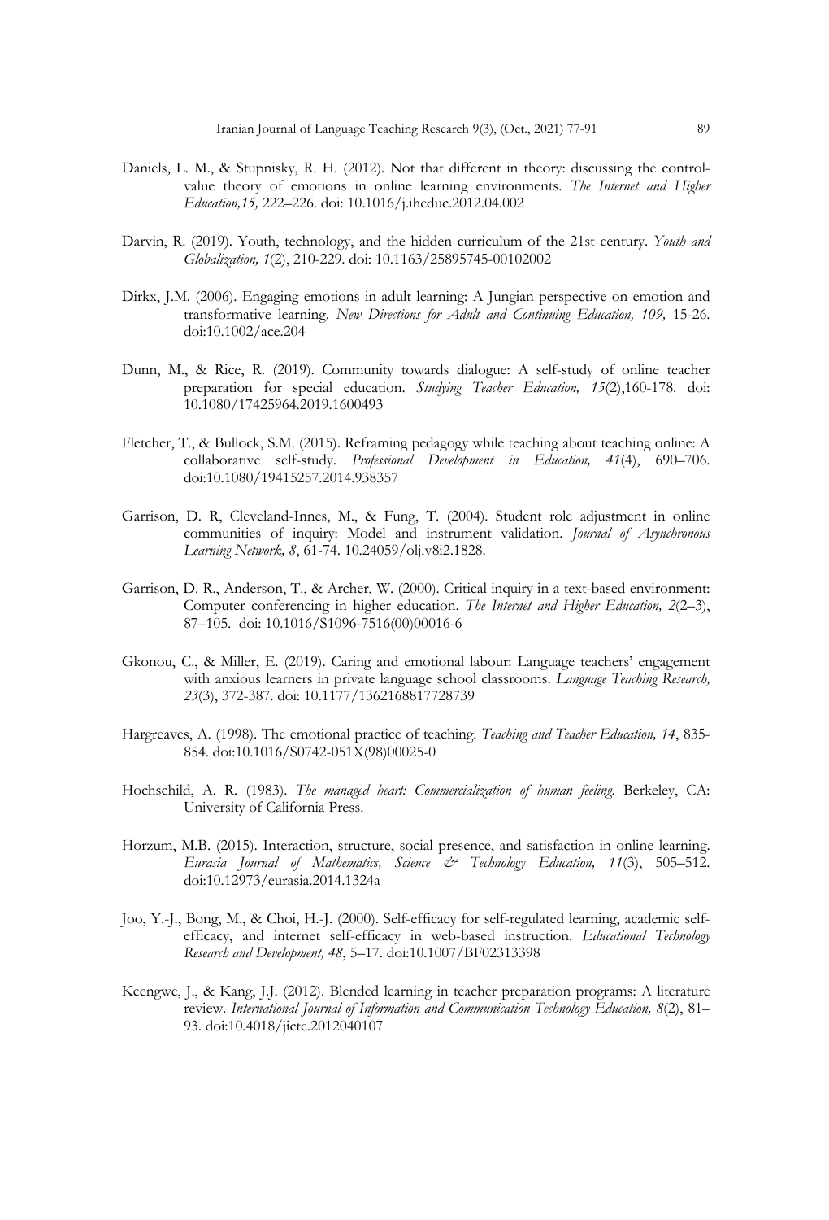Daniels, L. M., & Stupnisky, R. H. (2012). Not that different in theory: discussing the control-value theory of emotions in online learning environments. *The Internet and Higher Education,15,* 222–226. doi: 10.1016/j.iheduc.2012.04.002

Darvin, R. (2019). Youth, technology, and the hidden curriculum of the 21st century. *Youth and Globalization, 1*(2), 210-229. doi: 10.1163/25895745-00102002

Dirkx, J.M. (2006). Engaging emotions in adult learning: A Jungian perspective on emotion and transformative learning. *New Directions for Adult and Continuing Education, 109,* 15-26. doi:10.1002/ace.204

Dunn, M., & Rice, R. (2019). Community towards dialogue: A self-study of online teacher preparation for special education. *Studying Teacher Education, 15*(2),160-178. doi: 10.1080/17425964.2019.1600493

Fletcher, T., & Bullock, S.M. (2015). Reframing pedagogy while teaching about teaching online: A collaborative self-study. *Professional Development in Education, 41*(4), 690–706. doi:10.1080/19415257.2014.938357

Garrison, D. R, Cleveland-Innes, M., & Fung, T. (2004). Student role adjustment in online communities of inquiry: Model and instrument validation. *Journal of Asynchronous Learning Network, 8*, 61-74. 10.24059/olj.v8i2.1828.

Garrison, D. R., Anderson, T., & Archer, W. (2000). Critical inquiry in a text-based environment: Computer conferencing in higher education. *The Internet and Higher Education, 2*(2–3), 87–105. doi: 10.1016/S1096-7516(00)00016-6

Gkonou, C., & Miller, E. (2019). Caring and emotional labour: Language teachers' engagement with anxious learners in private language school classrooms. *Language Teaching Research, 23*(3), 372-387. doi: 10.1177/1362168817728739

Hargreaves, A. (1998). The emotional practice of teaching. *Teaching and Teacher Education, 14*, 835-854. doi:10.1016/S0742-051X(98)00025-0

Hochschild, A. R. (1983). *The managed heart: Commercialization of human feeling.* Berkeley, CA: University of California Press.

Horzum, M.B. (2015). Interaction, structure, social presence, and satisfaction in online learning. *Eurasia Journal of Mathematics, Science & Technology Education, 11*(3), 505–512. doi:10.12973/eurasia.2014.1324a

Joo, Y.-J., Bong, M., & Choi, H.-J. (2000). Self-efficacy for self-regulated learning, academic self-efficacy, and internet self-efficacy in web-based instruction. *Educational Technology Research and Development, 48*, 5–17. doi:10.1007/BF02313398

Keengwe, J., & Kang, J.J. (2012). Blended learning in teacher preparation programs: A literature review. *International Journal of Information and Communication Technology Education, 8*(2), 81–93. doi:10.4018/jicte.2012040107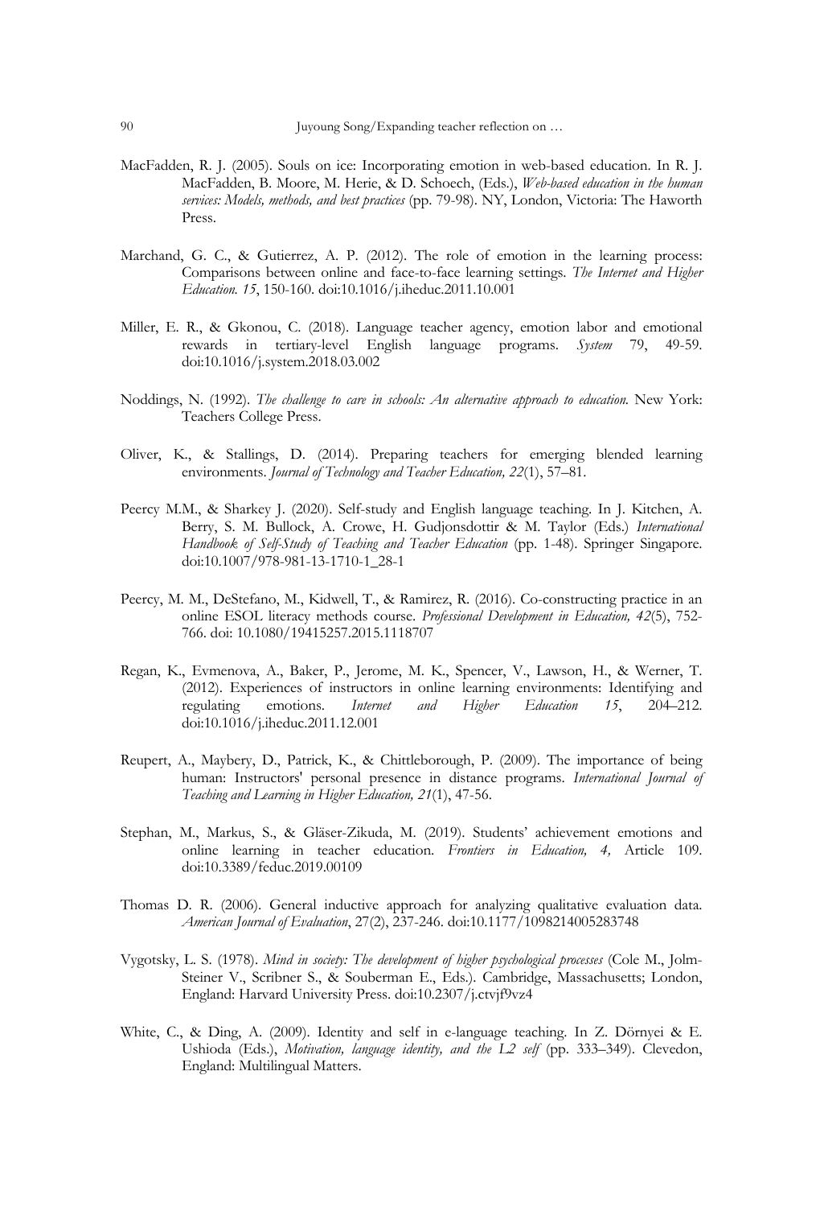MacFadden, R. J. (2005). Souls on ice: Incorporating emotion in web-based education. In R. J. MacFadden, B. Moore, M. Herie, & D. Schoech, (Eds.), *Web-based education in the human services: Models, methods, and best practices* (pp. 79-98). NY, London, Victoria: The Haworth Press.

Marchand, G. C., & Gutierrez, A. P. (2012). The role of emotion in the learning process: Comparisons between online and face-to-face learning settings. *The Internet and Higher Education. 15*, 150-160. doi:10.1016/j.iheduc.2011.10.001

Miller, E. R., & Gkonou, C. (2018). Language teacher agency, emotion labor and emotional rewards in tertiary-level English language programs. *System* 79, 49-59. doi:10.1016/j.system.2018.03.002

Noddings, N. (1992). *The challenge to care in schools: An alternative approach to education.* New York: Teachers College Press.

Oliver, K., & Stallings, D. (2014). Preparing teachers for emerging blended learning environments. *Journal of Technology and Teacher Education, 22*(1), 57–81.

Peercy M.M., & Sharkey J. (2020). Self-study and English language teaching. In J. Kitchen, A. Berry, S. M. Bullock, A. Crowe, H. Gudjonsdottir & M. Taylor (Eds.) *International Handbook of Self-Study of Teaching and Teacher Education* (pp. 1-48). Springer Singapore. doi:10.1007/978-981-13-1710-1_28-1

Peercy, M. M., DeStefano, M., Kidwell, T., & Ramirez, R. (2016). Co-constructing practice in an online ESOL literacy methods course. *Professional Development in Education, 42*(5), 752-766. doi: 10.1080/19415257.2015.1118707

Regan, K., Evmenova, A., Baker, P., Jerome, M. K., Spencer, V., Lawson, H., & Werner, T. (2012). Experiences of instructors in online learning environments: Identifying and regulating emotions. *Internet and Higher Education 15*, 204–212. doi:10.1016/j.iheduc.2011.12.001

Reupert, A., Maybery, D., Patrick, K., & Chittleborough, P. (2009). The importance of being human: Instructors' personal presence in distance programs. *International Journal of Teaching and Learning in Higher Education, 21*(1), 47-56.

Stephan, M., Markus, S., & Gläser-Zikuda, M. (2019). Students' achievement emotions and online learning in teacher education. *Frontiers in Education, 4,* Article 109. doi:10.3389/feduc.2019.00109

Thomas D. R. (2006). General inductive approach for analyzing qualitative evaluation data. *American Journal of Evaluation*, 27(2), 237-246. doi:10.1177/1098214005283748

Vygotsky, L. S. (1978). *Mind in society: The development of higher psychological processes* (Cole M., Jolm-Steiner V., Scribner S., & Souberman E., Eds.). Cambridge, Massachusetts; London, England: Harvard University Press. doi:10.2307/j.ctvjf9vz4

White, C., & Ding, A. (2009). Identity and self in e-language teaching. In Z. Dörnyei & E. Ushioda (Eds.), *Motivation, language identity, and the L2 self* (pp. 333–349). Clevedon, England: Multilingual Matters.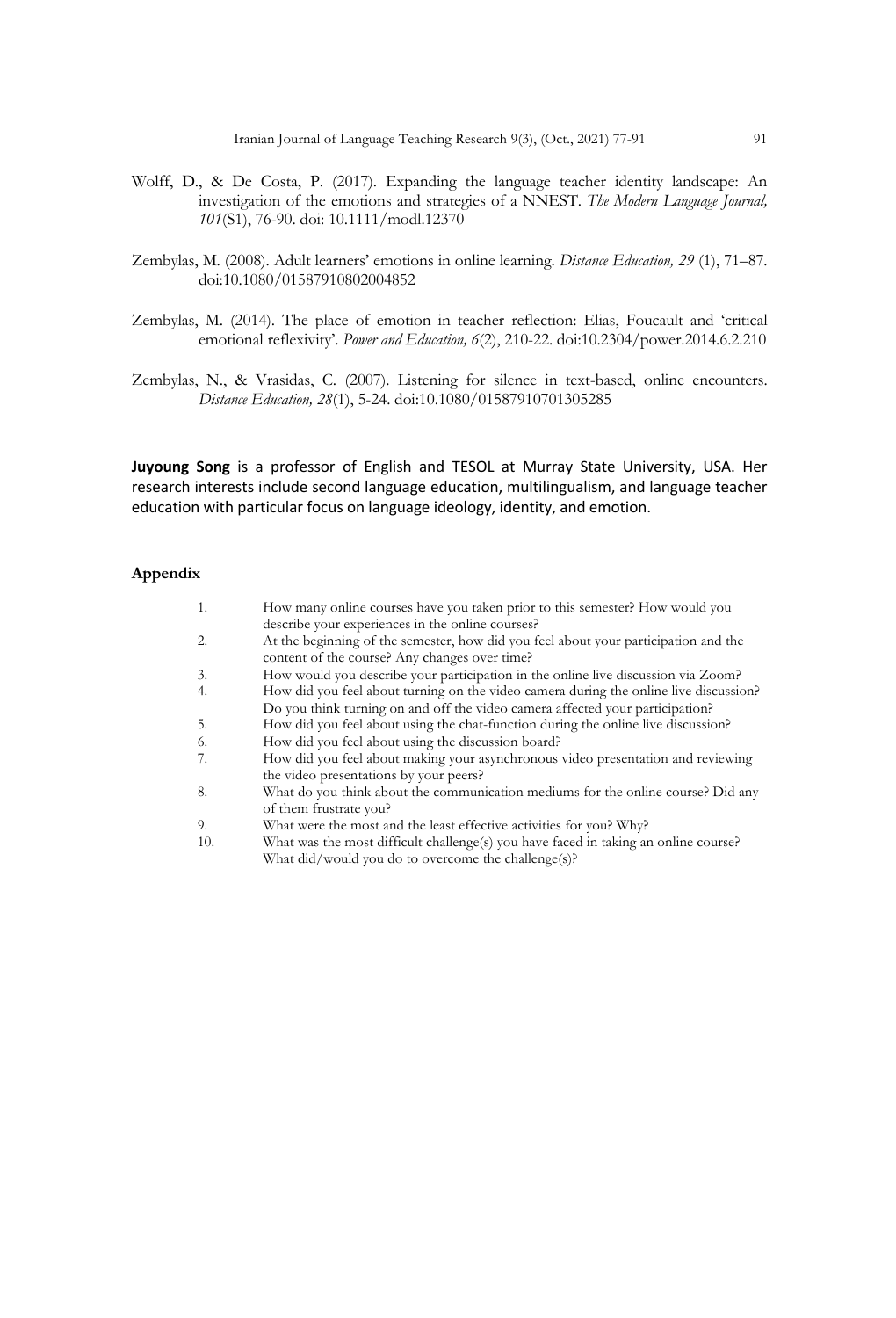Wolff, D., & De Costa, P. (2017). Expanding the language teacher identity landscape: An investigation of the emotions and strategies of a NNEST. *The Modern Language Journal, 101*(S1), 76-90. doi: 10.1111/modl.12370

Zembylas, M. (2008). Adult learners' emotions in online learning. *Distance Education, 29* (1), 71–87. doi:10.1080/01587910802004852

Zembylas, M. (2014). The place of emotion in teacher reflection: Elias, Foucault and 'critical emotional reflexivity'. *Power and Education, 6*(2), 210-22. doi:10.2304/power.2014.6.2.210

Zembylas, N., & Vrasidas, C. (2007). Listening for silence in text-based, online encounters. *Distance Education, 28*(1), 5-24. doi:10.1080/01587910701305285

**Juyoung Song** is a professor of English and TESOL at Murray State University, USA. Her research interests include second language education, multilingualism, and language teacher education with particular focus on language ideology, identity, and emotion.

## Appendix

1. How many online courses have you taken prior to this semester? How would you describe your experiences in the online courses?
2. At the beginning of the semester, how did you feel about your participation and the content of the course? Any changes over time?
3. How would you describe your participation in the online live discussion via Zoom?
4. How did you feel about turning on the video camera during the online live discussion? Do you think turning on and off the video camera affected your participation?
5. How did you feel about using the chat-function during the online live discussion?
6. How did you feel about using the discussion board?
7. How did you feel about making your asynchronous video presentation and reviewing the video presentations by your peers?
8. What do you think about the communication mediums for the online course? Did any of them frustrate you?
9. What were the most and the least effective activities for you? Why?
10. What was the most difficult challenge(s) you have faced in taking an online course? What did/would you do to overcome the challenge(s)?